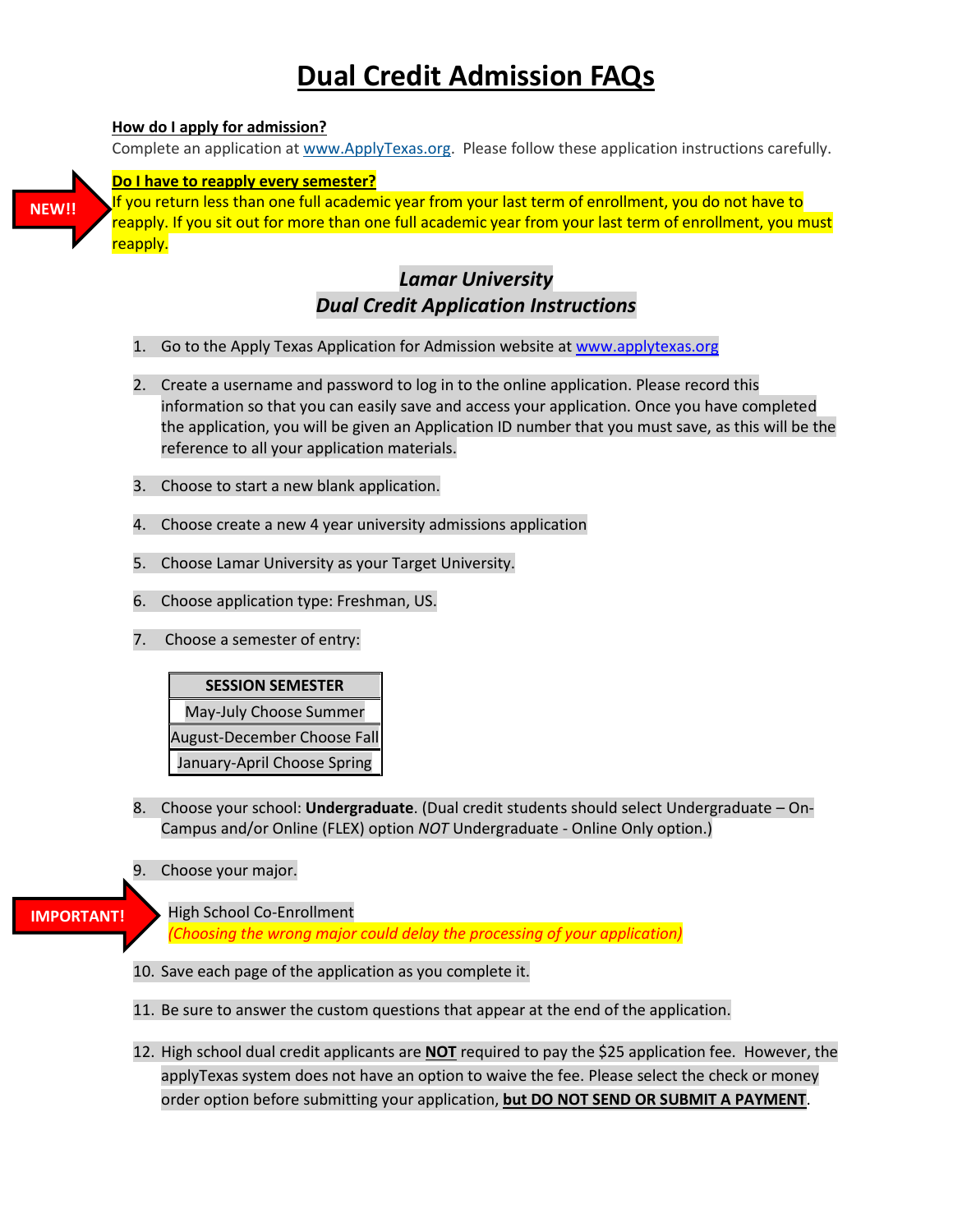# Dual Credit Admission FAQs

**How do I apply for admission?**

Complete an application at www.ApplyTexas.org. Please follow these application instructions carefully.

NEW!!

**Do I have to reapply every semester?**

If you return less than one full academic year from your last term of enrollment, you do not have to reapply. If you sit out for more than one full academic year from your last term of enrollment, you must reapply.

## *Lamar University*
## *Dual Credit Application Instructions*

1. Go to the Apply Texas Application for Admission website at www.applytexas.org
2. Create a username and password to log in to the online application. Please record this information so that you can easily save and access your application. Once you have completed the application, you will be given an Application ID number that you must save, as this will be the reference to all your application materials.
3. Choose to start a new blank application.
4. Choose create a new 4 year university admissions application
5. Choose Lamar University as your Target University.
6. Choose application type: Freshman, US.
7. Choose a semester of entry:

| SESSION SEMESTER |
| --- |
| May-July Choose Summer |
| August-December Choose Fall |
| January-April Choose Spring |

8. Choose your school: **Undergraduate**. (Dual credit students should select Undergraduate – On-Campus and/or Online (FLEX) option *NOT* Undergraduate - Online Only option.)
9. Choose your major.

   IMPORTANT!

   High School Co-Enrollment
   *(Choosing the wrong major could delay the processing of your application)*

10. Save each page of the application as you complete it.
11. Be sure to answer the custom questions that appear at the end of the application.
12. High school dual credit applicants are **NOT** required to pay the $25 application fee. However, the applyTexas system does not have an option to waive the fee. Please select the check or money order option before submitting your application, **but DO NOT SEND OR SUBMIT A PAYMENT**.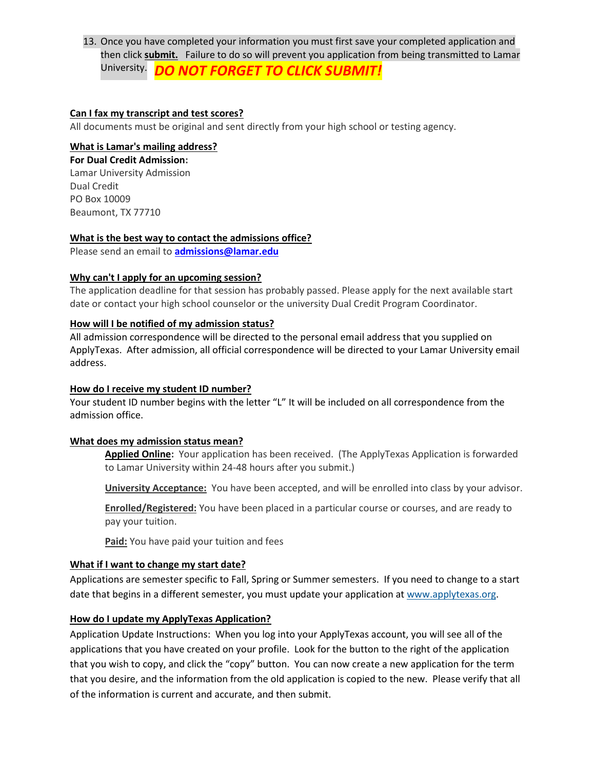13. Once you have completed your information you must first save your completed application and then click **submit.** Failure to do so will prevent you application from being transmitted to Lamar University. ***DO NOT FORGET TO CLICK SUBMIT!***

**Can I fax my transcript and test scores?**

All documents must be original and sent directly from your high school or testing agency.

**What is Lamar's mailing address?**

**For Dual Credit Admission:**
Lamar University Admission
Dual Credit
PO Box 10009
Beaumont, TX 77710

**What is the best way to contact the admissions office?**

Please send an email to **admissions@lamar.edu**

**Why can't I apply for an upcoming session?**

The application deadline for that session has probably passed. Please apply for the next available start date or contact your high school counselor or the university Dual Credit Program Coordinator.

**How will I be notified of my admission status?**

All admission correspondence will be directed to the personal email address that you supplied on ApplyTexas. After admission, all official correspondence will be directed to your Lamar University email address.

**How do I receive my student ID number?**

Your student ID number begins with the letter "L" It will be included on all correspondence from the admission office.

**What does my admission status mean?**

**Applied Online:** Your application has been received. (The ApplyTexas Application is forwarded to Lamar University within 24-48 hours after you submit.)

**University Acceptance:** You have been accepted, and will be enrolled into class by your advisor.

**Enrolled/Registered:** You have been placed in a particular course or courses, and are ready to pay your tuition.

**Paid:** You have paid your tuition and fees

**What if I want to change my start date?**

Applications are semester specific to Fall, Spring or Summer semesters. If you need to change to a start date that begins in a different semester, you must update your application at www.applytexas.org.

**How do I update my ApplyTexas Application?**

Application Update Instructions: When you log into your ApplyTexas account, you will see all of the applications that you have created on your profile. Look for the button to the right of the application that you wish to copy, and click the "copy" button. You can now create a new application for the term that you desire, and the information from the old application is copied to the new. Please verify that all of the information is current and accurate, and then submit.